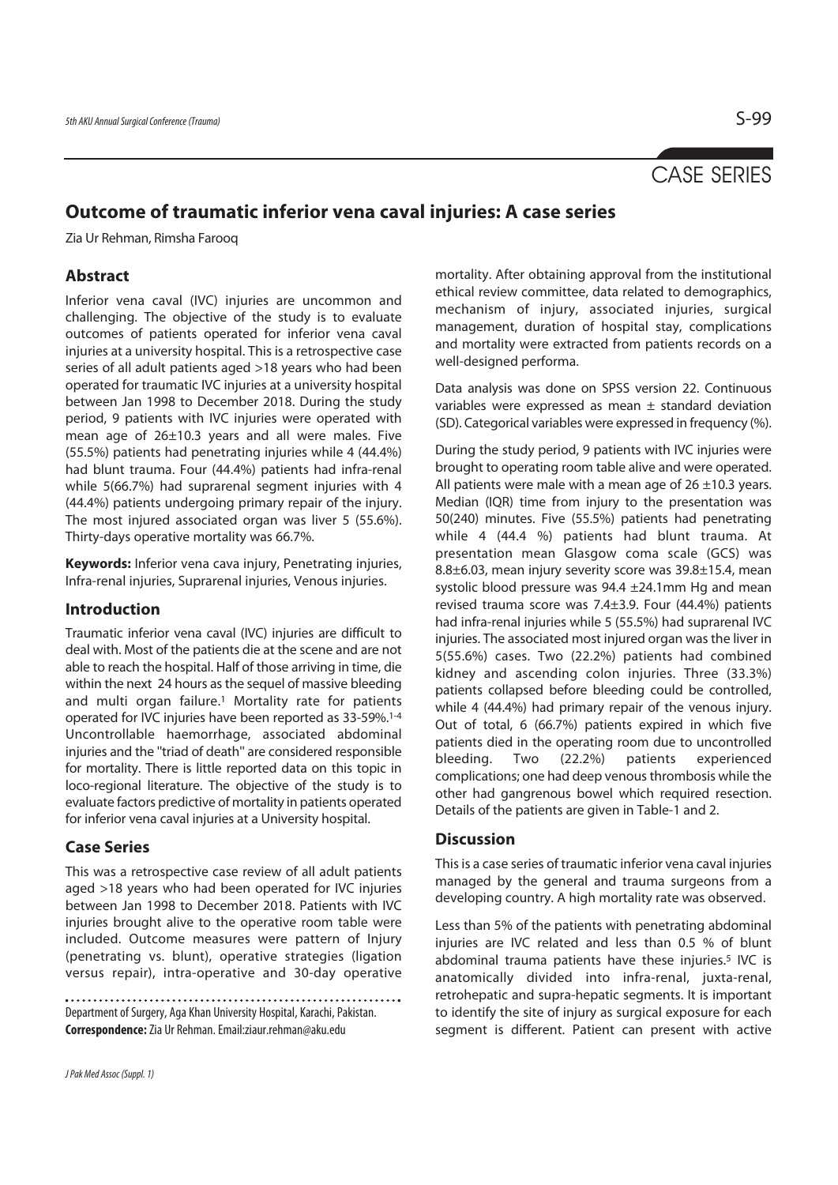CASE SERIES

# Outcome of traumatic inferior vena caval injuries: A case series

Zia Ur Rehman, Rimsha Farooq

## Abstract

Inferior vena caval (IVC) injuries are uncommon and challenging. The objective of the study is to evaluate outcomes of patients operated for inferior vena caval injuries at a university hospital. This is a retrospective case series of all adult patients aged >18 years who had been operated for traumatic IVC injuries at a university hospital between Jan 1998 to December 2018. During the study period, 9 patients with IVC injuries were operated with mean age of 26±10.3 years and all were males. Five (55.5%) patients had penetrating injuries while 4 (44.4%) had blunt trauma. Four (44.4%) patients had infra-renal while 5(66.7%) had suprarenal segment injuries with 4 (44.4%) patients undergoing primary repair of the injury. The most injured associated organ was liver 5 (55.6%). Thirty-days operative mortality was 66.7%.

**Keywords:** Inferior vena cava injury, Penetrating injuries, Infra-renal injuries, Suprarenal injuries, Venous injuries.

## Introduction

Traumatic inferior vena caval (IVC) injuries are difficult to deal with. Most of the patients die at the scene and are not able to reach the hospital. Half of those arriving in time, die within the next 24 hours as the sequel of massive bleeding and multi organ failure.[1] Mortality rate for patients operated for IVC injuries have been reported as 33-59%.[1-4] Uncontrollable haemorrhage, associated abdominal injuries and the "triad of death" are considered responsible for mortality. There is little reported data on this topic in loco-regional literature. The objective of the study is to evaluate factors predictive of mortality in patients operated for inferior vena caval injuries at a University hospital.

## Case Series

This was a retrospective case review of all adult patients aged >18 years who had been operated for IVC injuries between Jan 1998 to December 2018. Patients with IVC injuries brought alive to the operative room table were included. Outcome measures were pattern of Injury (penetrating vs. blunt), operative strategies (ligation versus repair), intra-operative and 30-day operative mortality. After obtaining approval from the institutional ethical review committee, data related to demographics, mechanism of injury, associated injuries, surgical management, duration of hospital stay, complications and mortality were extracted from patients records on a well-designed performa.

Data analysis was done on SPSS version 22. Continuous variables were expressed as mean ± standard deviation (SD). Categorical variables were expressed in frequency (%).

During the study period, 9 patients with IVC injuries were brought to operating room table alive and were operated. All patients were male with a mean age of 26 ±10.3 years. Median (IQR) time from injury to the presentation was 50(240) minutes. Five (55.5%) patients had penetrating while 4 (44.4 %) patients had blunt trauma. At presentation mean Glasgow coma scale (GCS) was 8.8±6.03, mean injury severity score was 39.8±15.4, mean systolic blood pressure was 94.4 ±24.1mm Hg and mean revised trauma score was 7.4±3.9. Four (44.4%) patients had infra-renal injuries while 5 (55.5%) had suprarenal IVC injuries. The associated most injured organ was the liver in 5(55.6%) cases. Two (22.2%) patients had combined kidney and ascending colon injuries. Three (33.3%) patients collapsed before bleeding could be controlled, while 4 (44.4%) had primary repair of the venous injury. Out of total, 6 (66.7%) patients expired in which five patients died in the operating room due to uncontrolled bleeding. Two (22.2%) patients experienced complications; one had deep venous thrombosis while the other had gangrenous bowel which required resection. Details of the patients are given in Table-1 and 2.

## Discussion

This is a case series of traumatic inferior vena caval injuries managed by the general and trauma surgeons from a developing country. A high mortality rate was observed.

Less than 5% of the patients with penetrating abdominal injuries are IVC related and less than 0.5 % of blunt abdominal trauma patients have these injuries.[5] IVC is anatomically divided into infra-renal, juxta-renal, retrohepatic and supra-hepatic segments. It is important to identify the site of injury as surgical exposure for each segment is different. Patient can present with active

Department of Surgery, Aga Khan University Hospital, Karachi, Pakistan.
**Correspondence:** Zia Ur Rehman. Email:ziaur.rehman@aku.edu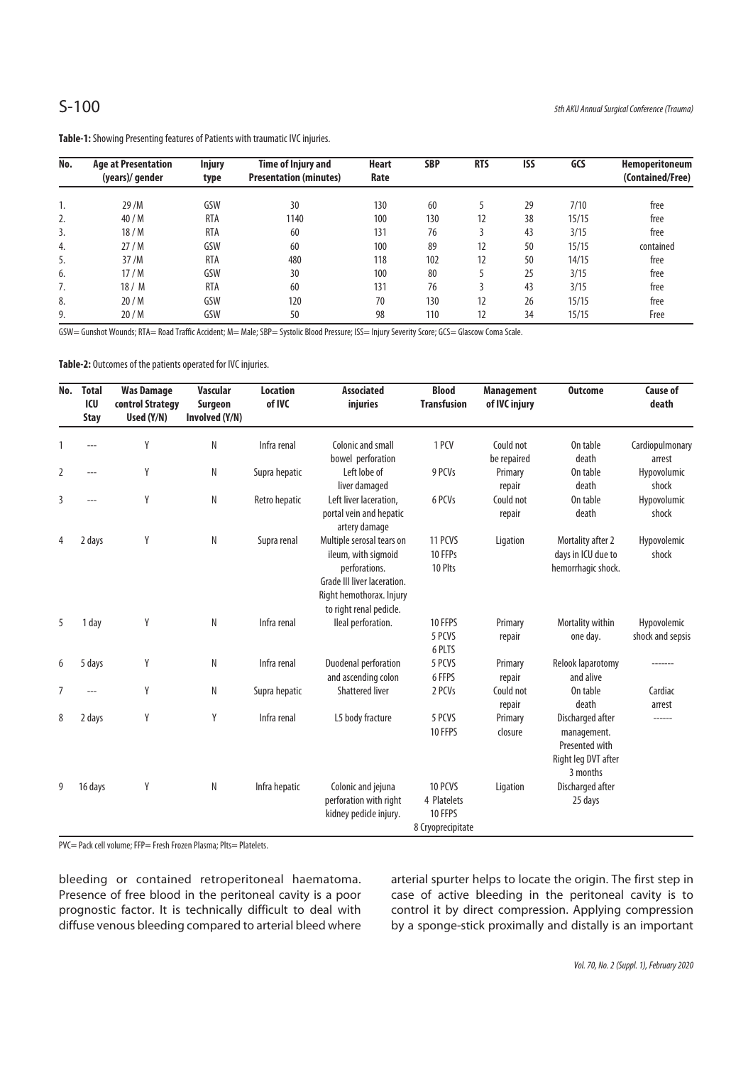**Table-1:** Showing Presenting features of Patients with traumatic IVC injuries.

| No. | Age at Presentation (years)/ gender | Injury type | Time of Injury and Presentation (minutes) | Heart Rate | SBP | RTS | ISS | GCS | Hemoperitoneum (Contained/Free) |
|---|---|---|---|---|---|---|---|---|---|
| 1. | 29 /M | GSW | 30 | 130 | 60 | 5 | 29 | 7/10 | free |
| 2. | 40 / M | RTA | 1140 | 100 | 130 | 12 | 38 | 15/15 | free |
| 3. | 18 / M | RTA | 60 | 131 | 76 | 3 | 43 | 3/15 | free |
| 4. | 27 / M | GSW | 60 | 100 | 89 | 12 | 50 | 15/15 | contained |
| 5. | 37 /M | RTA | 480 | 118 | 102 | 12 | 50 | 14/15 | free |
| 6. | 17 / M | GSW | 30 | 100 | 80 | 5 | 25 | 3/15 | free |
| 7. | 18 / M | RTA | 60 | 131 | 76 | 3 | 43 | 3/15 | free |
| 8. | 20 / M | GSW | 120 | 70 | 130 | 12 | 26 | 15/15 | free |
| 9. | 20 / M | GSW | 50 | 98 | 110 | 12 | 34 | 15/15 | Free |

GSW= Gunshot Wounds; RTA= Road Traffic Accident; M= Male; SBP= Systolic Blood Pressure; ISS= Injury Severity Score; GCS= Glascow Coma Scale.

**Table-2:** Outcomes of the patients operated for IVC injuries.

| No. | Total ICU Stay | Was Damage control Strategy Used (Y/N) | Vascular Surgeon Involved (Y/N) | Location of IVC | Associated injuries | Blood Transfusion | Management of IVC injury | Outcome | Cause of death |
|---|---|---|---|---|---|---|---|---|---|
| 1 | --- | Y | N | Infra renal | Colonic and small bowel perforation | 1 PCV | Could not be repaired | On table death | Cardiopulmonary arrest |
| 2 | --- | Y | N | Supra hepatic | Left lobe of liver damaged | 9 PCVs | Primary repair | On table death | Hypovolumic shock |
| 3 | --- | Y | N | Retro hepatic | Left liver laceration, portal vein and hepatic artery damage | 6 PCVs | Could not repair | On table death | Hypovolumic shock |
| 4 | 2 days | Y | N | Supra renal | Multiple serosal tears on ileum, with sigmoid perforations. Grade III liver laceration. Right hemothorax. Injury to right renal pedicle. | 11 PCVS 10 FFPs 10 Plts | Ligation | Mortality after 2 days in ICU due to hemorrhagic shock. | Hypovelemic shock |
| 5 | 1 day | Y | N | Infra renal | Ileal perforation. | 10 FFPS 5 PCVS 6 PLTS | Primary repair | Mortality within one day. | Hypovelemic shock and sepsis |
| 6 | 5 days | Y | N | Infra renal | Duodenal perforation and ascending colon | 5 PCVS 6 FFPS | Primary repair | Relook laparotomy and alive | ------- |
| 7 | --- | Y | N | Supra hepatic | Shattered liver | 2 PCVs | Could not repair | On table death | Cardiac arrest |
| 8 | 2 days | Y | Y | Infra renal | L5 body fracture | 5 PCVS 10 FFPS | Primary closure | Discharged after management. Presented with Right leg DVT after 3 months | ------ |
| 9 | 16 days | Y | N | Infra hepatic | Colonic and jejuna perforation with right kidney pedicle injury. | 10 PCVS 4 Platelets 10 FFPS 8 Cryoprecipitate | Ligation | Discharged after 25 days | |

PVC= Pack cell volume; FFP= Fresh Frozen Plasma; Plts= Platelets.

bleeding or contained retroperitoneal haematoma. Presence of free blood in the peritoneal cavity is a poor prognostic factor. It is technically difficult to deal with diffuse venous bleeding compared to arterial bleed where arterial spurter helps to locate the origin. The first step in case of active bleeding in the peritoneal cavity is to control it by direct compression. Applying compression by a sponge-stick proximally and distally is an important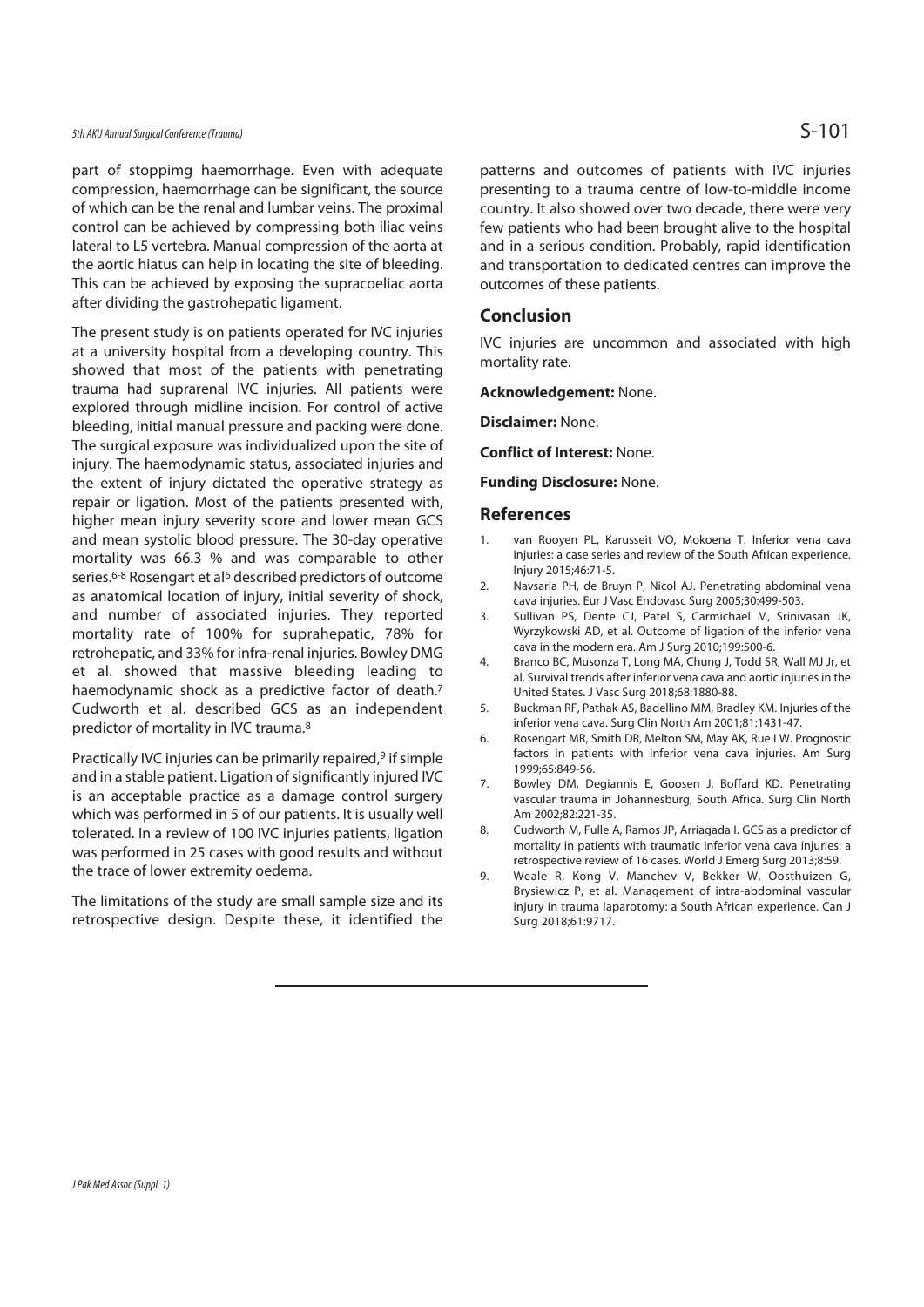part of stoppimg haemorrhage. Even with adequate compression, haemorrhage can be significant, the source of which can be the renal and lumbar veins. The proximal control can be achieved by compressing both iliac veins lateral to L5 vertebra. Manual compression of the aorta at the aortic hiatus can help in locating the site of bleeding. This can be achieved by exposing the supracoeliac aorta after dividing the gastrohepatic ligament.

The present study is on patients operated for IVC injuries at a university hospital from a developing country. This showed that most of the patients with penetrating trauma had suprarenal IVC injuries. All patients were explored through midline incision. For control of active bleeding, initial manual pressure and packing were done. The surgical exposure was individualized upon the site of injury. The haemodynamic status, associated injuries and the extent of injury dictated the operative strategy as repair or ligation. Most of the patients presented with, higher mean injury severity score and lower mean GCS and mean systolic blood pressure. The 30-day operative mortality was 66.3 % and was comparable to other series.[6-8] Rosengart et al[6] described predictors of outcome as anatomical location of injury, initial severity of shock, and number of associated injuries. They reported mortality rate of 100% for suprahepatic, 78% for retrohepatic, and 33% for infra-renal injuries. Bowley DMG et al. showed that massive bleeding leading to haemodynamic shock as a predictive factor of death.[7] Cudworth et al. described GCS as an independent predictor of mortality in IVC trauma.[8]

Practically IVC injuries can be primarily repaired,[9] if simple and in a stable patient. Ligation of significantly injured IVC is an acceptable practice as a damage control surgery which was performed in 5 of our patients. It is usually well tolerated. In a review of 100 IVC injuries patients, ligation was performed in 25 cases with good results and without the trace of lower extremity oedema.

The limitations of the study are small sample size and its retrospective design. Despite these, it identified the patterns and outcomes of patients with IVC injuries presenting to a trauma centre of low-to-middle income country. It also showed over two decade, there were very few patients who had been brought alive to the hospital and in a serious condition. Probably, rapid identification and transportation to dedicated centres can improve the outcomes of these patients.

## Conclusion

IVC injuries are uncommon and associated with high mortality rate.

**Acknowledgement:** None.

**Disclaimer:** None.

**Conflict of Interest:** None.

**Funding Disclosure:** None.

## References

1. van Rooyen PL, Karusseit VO, Mokoena T. Inferior vena cava injuries: a case series and review of the South African experience. Injury 2015;46:71-5.
2. Navsaria PH, de Bruyn P, Nicol AJ. Penetrating abdominal vena cava injuries. Eur J Vasc Endovasc Surg 2005;30:499-503.
3. Sullivan PS, Dente CJ, Patel S, Carmichael M, Srinivasan JK, Wyrzykowski AD, et al. Outcome of ligation of the inferior vena cava in the modern era. Am J Surg 2010;199:500-6.
4. Branco BC, Musonza T, Long MA, Chung J, Todd SR, Wall MJ Jr, et al. Survival trends after inferior vena cava and aortic injuries in the United States. J Vasc Surg 2018;68:1880-88.
5. Buckman RF, Pathak AS, Badellino MM, Bradley KM. Injuries of the inferior vena cava. Surg Clin North Am 2001;81:1431-47.
6. Rosengart MR, Smith DR, Melton SM, May AK, Rue LW. Prognostic factors in patients with inferior vena cava injuries. Am Surg 1999;65:849-56.
7. Bowley DM, Degiannis E, Goosen J, Boffard KD. Penetrating vascular trauma in Johannesburg, South Africa. Surg Clin North Am 2002;82:221-35.
8. Cudworth M, Fulle A, Ramos JP, Arriagada I. GCS as a predictor of mortality in patients with traumatic inferior vena cava injuries: a retrospective review of 16 cases. World J Emerg Surg 2013;8:59.
9. Weale R, Kong V, Manchev V, Bekker W, Oosthuizen G, Brysiewicz P, et al. Management of intra-abdominal vascular injury in trauma laparotomy: a South African experience. Can J Surg 2018;61:9717.